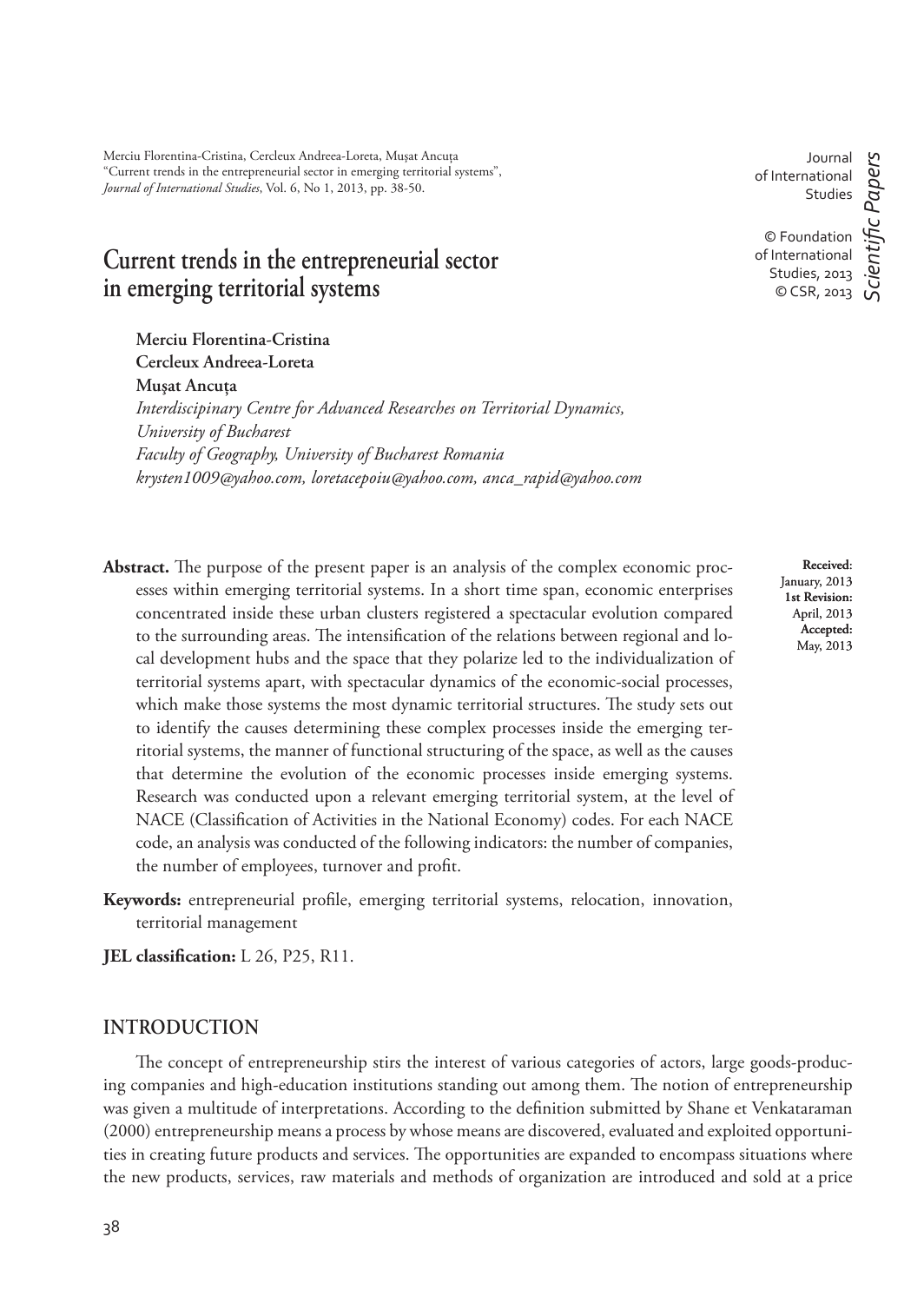Merciu Florentina-Cristina, Cercleux Andreea-Loreta, Muşat Ancuţa
"Current trends in the entrepreneurial sector in emerging territorial systems",
*Journal of International Studies*, Vol. 6, No 1, 2013, pp. 38-50.

Journal of International Studies

© Foundation of International Studies, 2013
© CSR, 2013

*Scientific Papers*

# Current trends in the entrepreneurial sector in emerging territorial systems

**Merciu Florentina-Cristina**
**Cercleux Andreea-Loreta**
**Muşat Ancuţa**
*Interdisciplinary Centre for Advanced Researches on Territorial Dynamics, University of Bucharest*
*Faculty of Geography, University of Bucharest Romania*
*krysten1009@yahoo.com, loretacepoiu@yahoo.com, anca_rapid@yahoo.com*

**Received**: January, 2013
**1st Revision:** April, 2013
**Accepted:** May, 2013

**Abstract.** The purpose of the present paper is an analysis of the complex economic processes within emerging territorial systems. In a short time span, economic enterprises concentrated inside these urban clusters registered a spectacular evolution compared to the surrounding areas. The intensification of the relations between regional and local development hubs and the space that they polarize led to the individualization of territorial systems apart, with spectacular dynamics of the economic-social processes, which make those systems the most dynamic territorial structures. The study sets out to identify the causes determining these complex processes inside the emerging territorial systems, the manner of functional structuring of the space, as well as the causes that determine the evolution of the economic processes inside emerging systems. Research was conducted upon a relevant emerging territorial system, at the level of NACE (Classification of Activities in the National Economy) codes. For each NACE code, an analysis was conducted of the following indicators: the number of companies, the number of employees, turnover and profit.

**Keywords:** entrepreneurial profile, emerging territorial systems, relocation, innovation, territorial management

**JEL classification:** L 26, P25, R11.

## INTRODUCTION

The concept of entrepreneurship stirs the interest of various categories of actors, large goods-producing companies and high-education institutions standing out among them. The notion of entrepreneurship was given a multitude of interpretations. According to the definition submitted by Shane et Venkataraman (2000) entrepreneurship means a process by whose means are discovered, evaluated and exploited opportunities in creating future products and services. The opportunities are expanded to encompass situations where the new products, services, raw materials and methods of organization are introduced and sold at a price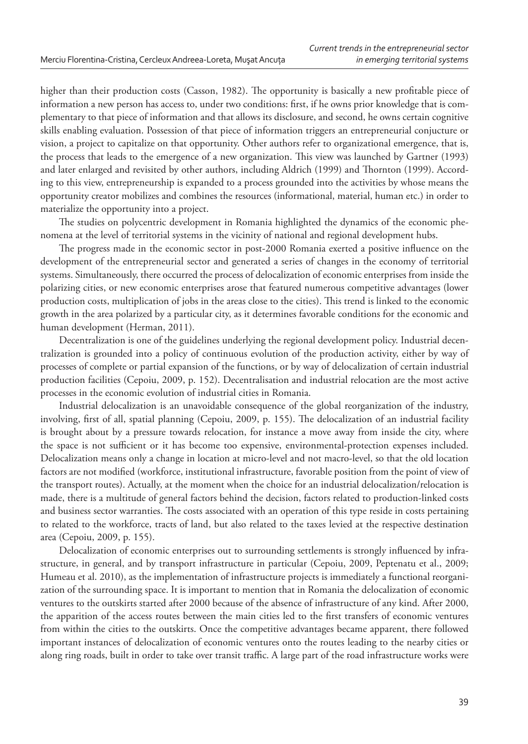higher than their production costs (Casson, 1982). The opportunity is basically a new profitable piece of information a new person has access to, under two conditions: first, if he owns prior knowledge that is complementary to that piece of information and that allows its disclosure, and second, he owns certain cognitive skills enabling evaluation. Possession of that piece of information triggers an entrepreneurial conjucture or vision, a project to capitalize on that opportunity. Other authors refer to organizational emergence, that is, the process that leads to the emergence of a new organization. This view was launched by Gartner (1993) and later enlarged and revisited by other authors, including Aldrich (1999) and Thornton (1999). According to this view, entrepreneurship is expanded to a process grounded into the activities by whose means the opportunity creator mobilizes and combines the resources (informational, material, human etc.) in order to materialize the opportunity into a project.

The studies on polycentric development in Romania highlighted the dynamics of the economic phenomena at the level of territorial systems in the vicinity of national and regional development hubs.

The progress made in the economic sector in post-2000 Romania exerted a positive influence on the development of the entrepreneurial sector and generated a series of changes in the economy of territorial systems. Simultaneously, there occurred the process of delocalization of economic enterprises from inside the polarizing cities, or new economic enterprises arose that featured numerous competitive advantages (lower production costs, multiplication of jobs in the areas close to the cities). This trend is linked to the economic growth in the area polarized by a particular city, as it determines favorable conditions for the economic and human development (Herman, 2011).

Decentralization is one of the guidelines underlying the regional development policy. Industrial decentralization is grounded into a policy of continuous evolution of the production activity, either by way of processes of complete or partial expansion of the functions, or by way of delocalization of certain industrial production facilities (Cepoiu, 2009, p. 152). Decentralisation and industrial relocation are the most active processes in the economic evolution of industrial cities in Romania.

Industrial delocalization is an unavoidable consequence of the global reorganization of the industry, involving, first of all, spatial planning (Cepoiu, 2009, p. 155). The delocalization of an industrial facility is brought about by a pressure towards relocation, for instance a move away from inside the city, where the space is not sufficient or it has become too expensive, environmental-protection expenses included. Delocalization means only a change in location at micro-level and not macro-level, so that the old location factors are not modified (workforce, institutional infrastructure, favorable position from the point of view of the transport routes). Actually, at the moment when the choice for an industrial delocalization/relocation is made, there is a multitude of general factors behind the decision, factors related to production-linked costs and business sector warranties. The costs associated with an operation of this type reside in costs pertaining to related to the workforce, tracts of land, but also related to the taxes levied at the respective destination area (Cepoiu, 2009, p. 155).

Delocalization of economic enterprises out to surrounding settlements is strongly influenced by infrastructure, in general, and by transport infrastructure in particular (Cepoiu, 2009, Peptenatu et al., 2009; Humeau et al. 2010), as the implementation of infrastructure projects is immediately a functional reorganization of the surrounding space. It is important to mention that in Romania the delocalization of economic ventures to the outskirts started after 2000 because of the absence of infrastructure of any kind. After 2000, the apparition of the access routes between the main cities led to the first transfers of economic ventures from within the cities to the outskirts. Once the competitive advantages became apparent, there followed important instances of delocalization of economic ventures onto the routes leading to the nearby cities or along ring roads, built in order to take over transit traffic. A large part of the road infrastructure works were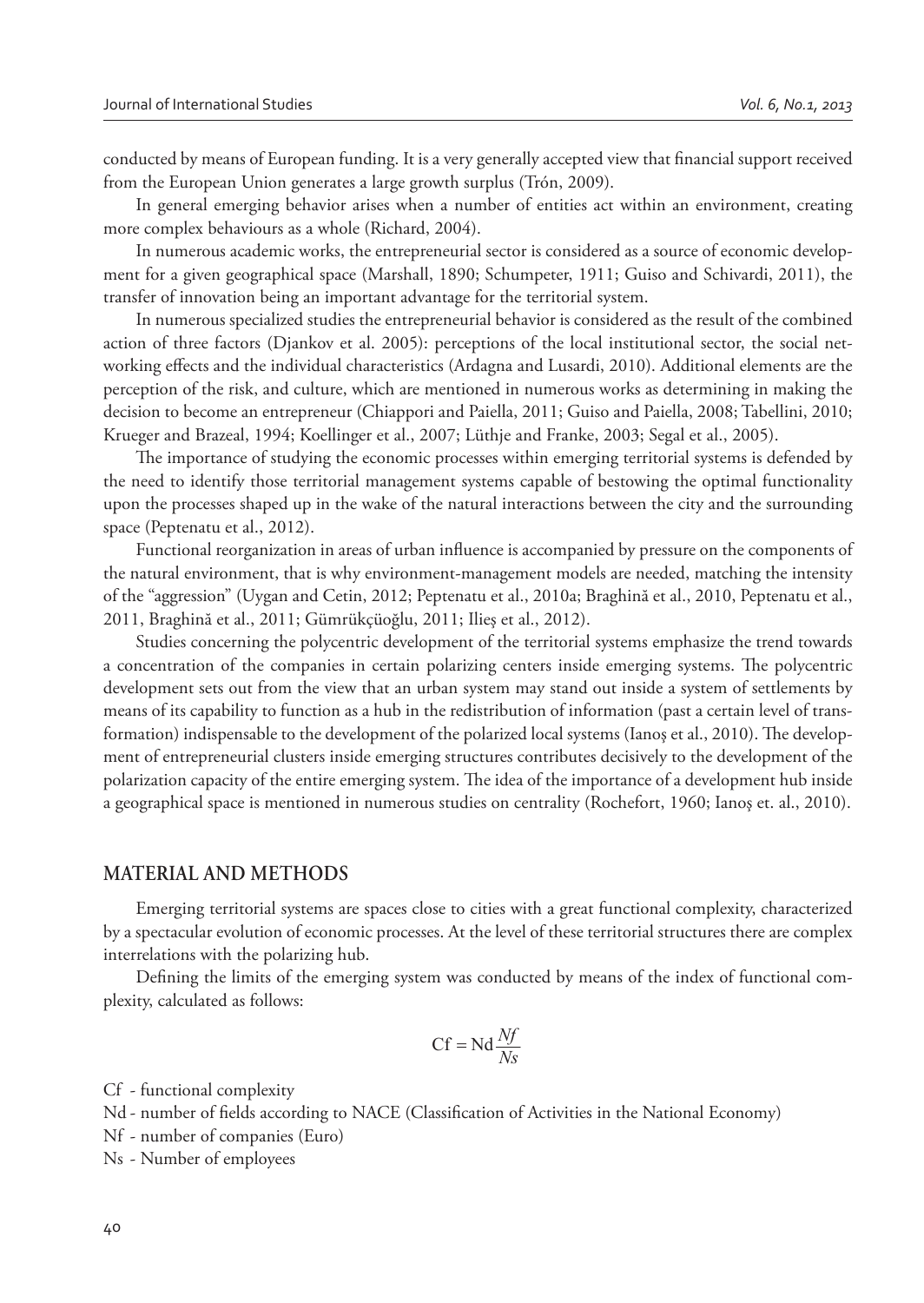conducted by means of European funding. It is a very generally accepted view that financial support received from the European Union generates a large growth surplus (Trón, 2009).

In general emerging behavior arises when a number of entities act within an environment, creating more complex behaviours as a whole (Richard, 2004).

In numerous academic works, the entrepreneurial sector is considered as a source of economic development for a given geographical space (Marshall, 1890; Schumpeter, 1911; Guiso and Schivardi, 2011), the transfer of innovation being an important advantage for the territorial system.

In numerous specialized studies the entrepreneurial behavior is considered as the result of the combined action of three factors (Djankov et al. 2005): perceptions of the local institutional sector, the social networking effects and the individual characteristics (Ardagna and Lusardi, 2010). Additional elements are the perception of the risk, and culture, which are mentioned in numerous works as determining in making the decision to become an entrepreneur (Chiappori and Paiella, 2011; Guiso and Paiella, 2008; Tabellini, 2010; Krueger and Brazeal, 1994; Koellinger et al., 2007; Lüthje and Franke, 2003; Segal et al., 2005).

The importance of studying the economic processes within emerging territorial systems is defended by the need to identify those territorial management systems capable of bestowing the optimal functionality upon the processes shaped up in the wake of the natural interactions between the city and the surrounding space (Peptenatu et al., 2012).

Functional reorganization in areas of urban influence is accompanied by pressure on the components of the natural environment, that is why environment-management models are needed, matching the intensity of the "aggression" (Uygan and Cetin, 2012; Peptenatu et al., 2010a; Braghină et al., 2010, Peptenatu et al., 2011, Braghină et al., 2011; Gümrükçüoğlu, 2011; Ilieş et al., 2012).

Studies concerning the polycentric development of the territorial systems emphasize the trend towards a concentration of the companies in certain polarizing centers inside emerging systems. The polycentric development sets out from the view that an urban system may stand out inside a system of settlements by means of its capability to function as a hub in the redistribution of information (past a certain level of transformation) indispensable to the development of the polarized local systems (Ianoş et al., 2010). The development of entrepreneurial clusters inside emerging structures contributes decisively to the development of the polarization capacity of the entire emerging system. The idea of the importance of a development hub inside a geographical space is mentioned in numerous studies on centrality (Rochefort, 1960; Ianoş et. al., 2010).

## MATERIAL AND METHODS

Emerging territorial systems are spaces close to cities with a great functional complexity, characterized by a spectacular evolution of economic processes. At the level of these territorial structures there are complex interrelations with the polarizing hub.

Defining the limits of the emerging system was conducted by means of the index of functional complexity, calculated as follows:

$$\mathrm{Cf} = \mathrm{Nd}\frac{Nf}{Ns}$$

Cf - functional complexity

Nd - number of fields according to NACE (Classification of Activities in the National Economy)

Nf - number of companies (Euro)

Ns - Number of employees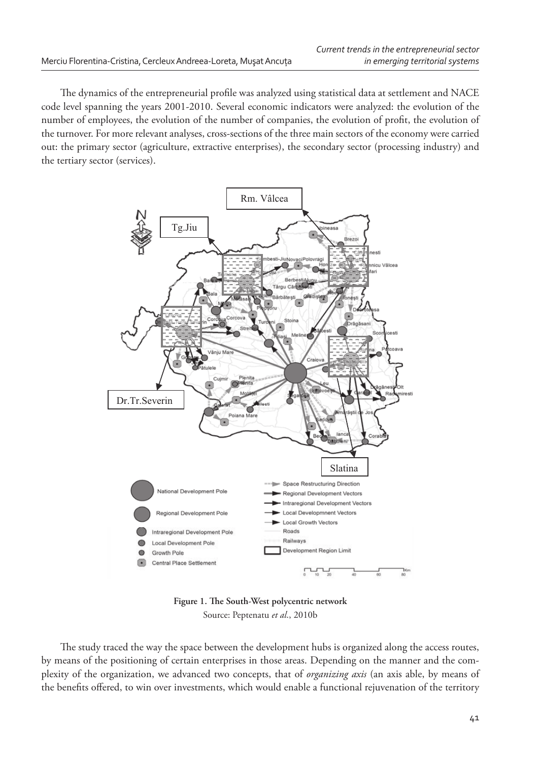The dynamics of the entrepreneurial profile was analyzed using statistical data at settlement and NACE code level spanning the years 2001-2010. Several economic indicators were analyzed: the evolution of the number of employees, the evolution of the number of companies, the evolution of profit, the evolution of the turnover. For more relevant analyses, cross-sections of the three main sectors of the economy were carried out: the primary sector (agriculture, extractive enterprises), the secondary sector (processing industry) and the tertiary sector (services).

**Figure 1. The South-West polycentric network**
Source: Peptenatu *et al.*, 2010b

The study traced the way the space between the development hubs is organized along the access routes, by means of the positioning of certain enterprises in those areas. Depending on the manner and the complexity of the organization, we advanced two concepts, that of *organizing axis* (an axis able, by means of the benefits offered, to win over investments, which would enable a functional rejuvenation of the territory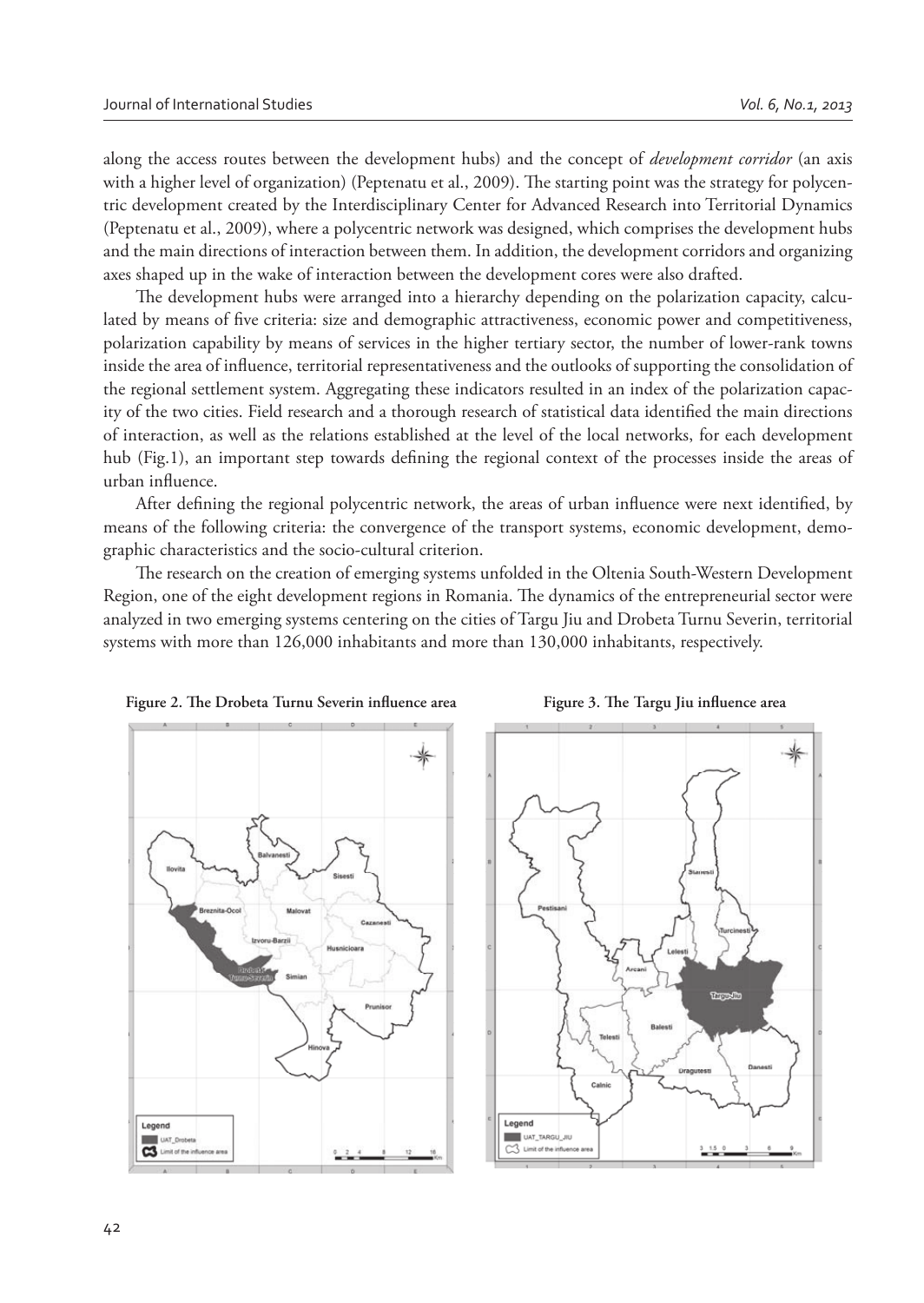along the access routes between the development hubs) and the concept of *development corridor* (an axis with a higher level of organization) (Peptenatu et al., 2009). The starting point was the strategy for polycentric development created by the Interdisciplinary Center for Advanced Research into Territorial Dynamics (Peptenatu et al., 2009), where a polycentric network was designed, which comprises the development hubs and the main directions of interaction between them. In addition, the development corridors and organizing axes shaped up in the wake of interaction between the development cores were also drafted.

The development hubs were arranged into a hierarchy depending on the polarization capacity, calculated by means of five criteria: size and demographic attractiveness, economic power and competitiveness, polarization capability by means of services in the higher tertiary sector, the number of lower-rank towns inside the area of influence, territorial representativeness and the outlooks of supporting the consolidation of the regional settlement system. Aggregating these indicators resulted in an index of the polarization capacity of the two cities. Field research and a thorough research of statistical data identified the main directions of interaction, as well as the relations established at the level of the local networks, for each development hub (Fig.1), an important step towards defining the regional context of the processes inside the areas of urban influence.

After defining the regional polycentric network, the areas of urban influence were next identified, by means of the following criteria: the convergence of the transport systems, economic development, demographic characteristics and the socio-cultural criterion.

The research on the creation of emerging systems unfolded in the Oltenia South-Western Development Region, one of the eight development regions in Romania. The dynamics of the entrepreneurial sector were analyzed in two emerging systems centering on the cities of Targu Jiu and Drobeta Turnu Severin, territorial systems with more than 126,000 inhabitants and more than 130,000 inhabitants, respectively.

**Figure 2. The Drobeta Turnu Severin influence area**

**Figure 3. The Targu Jiu influence area**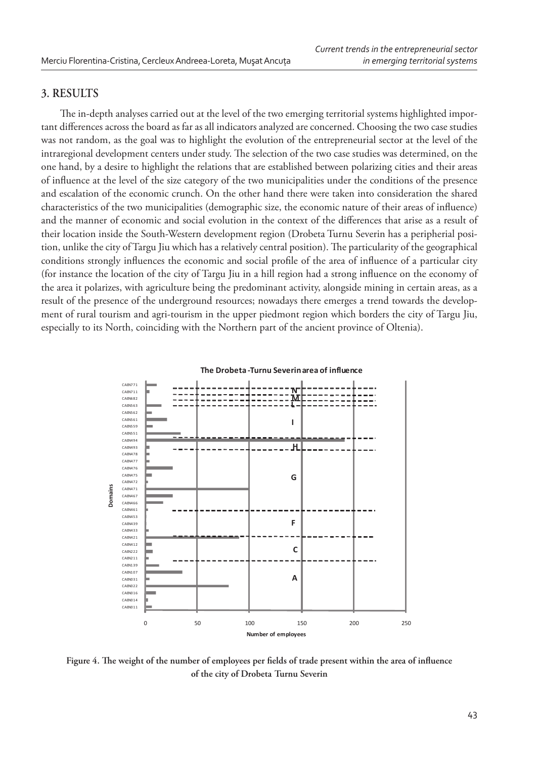## 3. RESULTS

The in-depth analyses carried out at the level of the two emerging territorial systems highlighted important differences across the board as far as all indicators analyzed are concerned. Choosing the two case studies was not random, as the goal was to highlight the evolution of the entrepreneurial sector at the level of the intraregional development centers under study. The selection of the two case studies was determined, on the one hand, by a desire to highlight the relations that are established between polarizing cities and their areas of influence at the level of the size category of the two municipalities under the conditions of the presence and escalation of the economic crunch. On the other hand there were taken into consideration the shared characteristics of the two municipalities (demographic size, the economic nature of their areas of influence) and the manner of economic and social evolution in the context of the differences that arise as a result of their location inside the South-Western development region (Drobeta Turnu Severin has a peripherial position, unlike the city of Targu Jiu which has a relatively central position). The particularity of the geographical conditions strongly influences the economic and social profile of the area of influence of a particular city (for instance the location of the city of Targu Jiu in a hill region had a strong influence on the economy of the area it polarizes, with agriculture being the predominant activity, alongside mining in certain areas, as a result of the presence of the underground resources; nowadays there emerges a trend towards the development of rural tourism and agri-tourism in the upper piedmont region which borders the city of Targu Jiu, especially to its North, coinciding with the Northern part of the ancient province of Oltenia).

**Figure 4. The weight of the number of employees per fields of trade present within the area of influence of the city of Drobeta Turnu Severin**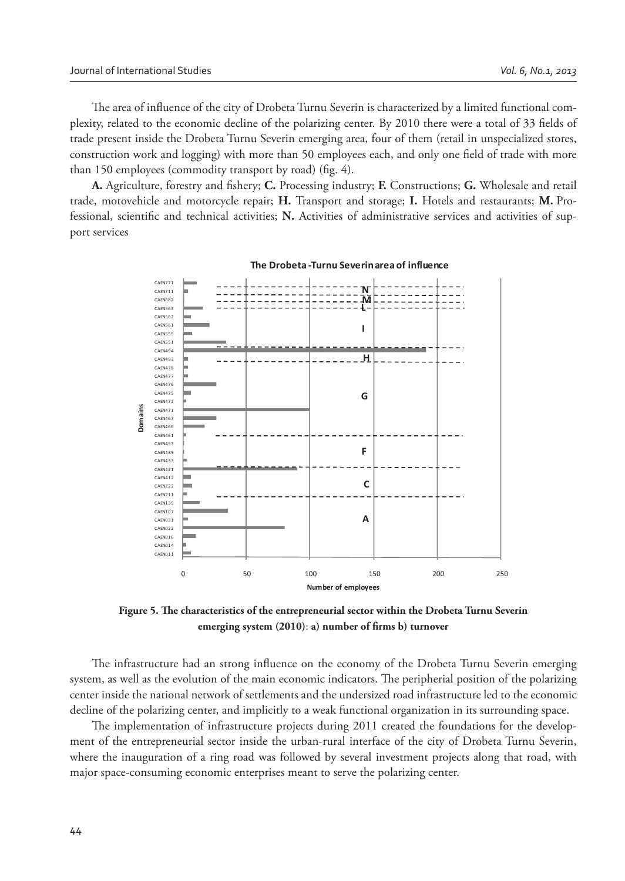The area of influence of the city of Drobeta Turnu Severin is characterized by a limited functional complexity, related to the economic decline of the polarizing center. By 2010 there were a total of 33 fields of trade present inside the Drobeta Turnu Severin emerging area, four of them (retail in unspecialized stores, construction work and logging) with more than 50 employees each, and only one field of trade with more than 150 employees (commodity transport by road) (fig. 4).

**A.** Agriculture, forestry and fishery; **C.** Processing industry; **F.** Constructions; **G.** Wholesale and retail trade, motovehicle and motorcycle repair; **H.** Transport and storage; **I.** Hotels and restaurants; **M.** Professional, scientific and technical activities; **N.** Activities of administrative services and activities of support services

**Figure 5. The characteristics of the entrepreneurial sector within the Drobeta Turnu Severin emerging system (2010)**: **a) number of firms b) turnover**

The infrastructure had an strong influence on the economy of the Drobeta Turnu Severin emerging system, as well as the evolution of the main economic indicators. The peripherial position of the polarizing center inside the national network of settlements and the undersized road infrastructure led to the economic decline of the polarizing center, and implicitly to a weak functional organization in its surrounding space.

The implementation of infrastructure projects during 2011 created the foundations for the development of the entrepreneurial sector inside the urban-rural interface of the city of Drobeta Turnu Severin, where the inauguration of a ring road was followed by several investment projects along that road, with major space-consuming economic enterprises meant to serve the polarizing center.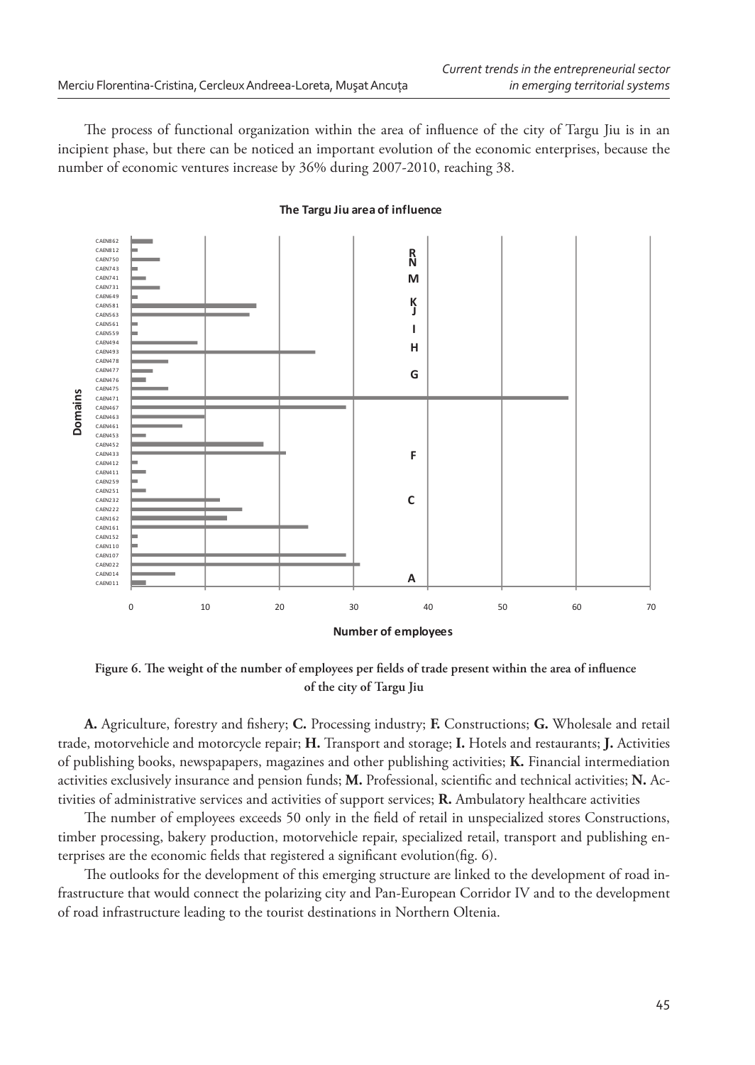The process of functional organization within the area of influence of the city of Targu Jiu is in an incipient phase, but there can be noticed an important evolution of the economic enterprises, because the number of economic ventures increase by 36% during 2007-2010, reaching 38.

**Figure 6. The weight of the number of employees per fields of trade present within the area of influence of the city of Targu Jiu**

**A.** Agriculture, forestry and fishery; **C.** Processing industry; **F.** Constructions; **G.** Wholesale and retail trade, motorvehicle and motorcycle repair; **H.** Transport and storage; **I.** Hotels and restaurants; **J.** Activities of publishing books, newspapapers, magazines and other publishing activities; **K.** Financial intermediation activities exclusively insurance and pension funds; **M.** Professional, scientific and technical activities; **N.** Activities of administrative services and activities of support services; **R.** Ambulatory healthcare activities

The number of employees exceeds 50 only in the field of retail in unspecialized stores Constructions, timber processing, bakery production, motorvehicle repair, specialized retail, transport and publishing enterprises are the economic fields that registered a significant evolution(fig. 6).

The outlooks for the development of this emerging structure are linked to the development of road infrastructure that would connect the polarizing city and Pan-European Corridor IV and to the development of road infrastructure leading to the tourist destinations in Northern Oltenia.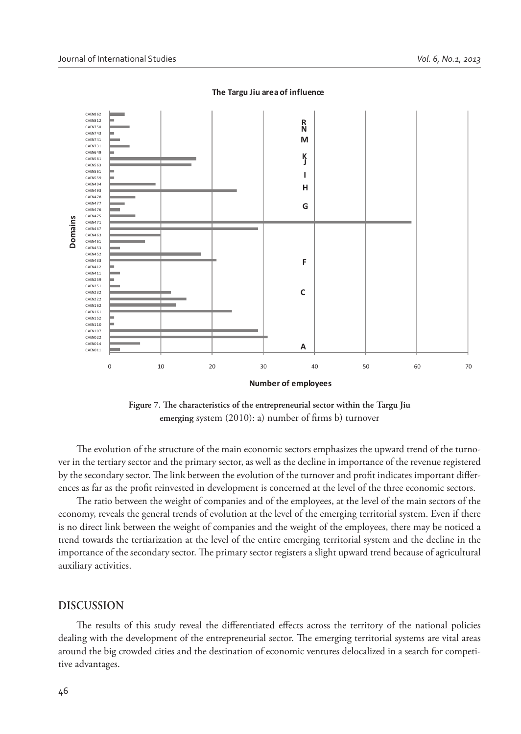**Figure 7. The characteristics of the entrepreneurial sector within the Targu Jiu emerging system (2010): a) number of firms b) turnover**

The evolution of the structure of the main economic sectors emphasizes the upward trend of the turnover in the tertiary sector and the primary sector, as well as the decline in importance of the revenue registered by the secondary sector. The link between the evolution of the turnover and profit indicates important differences as far as the profit reinvested in development is concerned at the level of the three economic sectors.

The ratio between the weight of companies and of the employees, at the level of the main sectors of the economy, reveals the general trends of evolution at the level of the emerging territorial system. Even if there is no direct link between the weight of companies and the weight of the employees, there may be noticed a trend towards the tertiarization at the level of the entire emerging territorial system and the decline in the importance of the secondary sector. The primary sector registers a slight upward trend because of agricultural auxiliary activities.

## DISCUSSION

The results of this study reveal the differentiated effects across the territory of the national policies dealing with the development of the entrepreneurial sector. The emerging territorial systems are vital areas around the big crowded cities and the destination of economic ventures delocalized in a search for competitive advantages.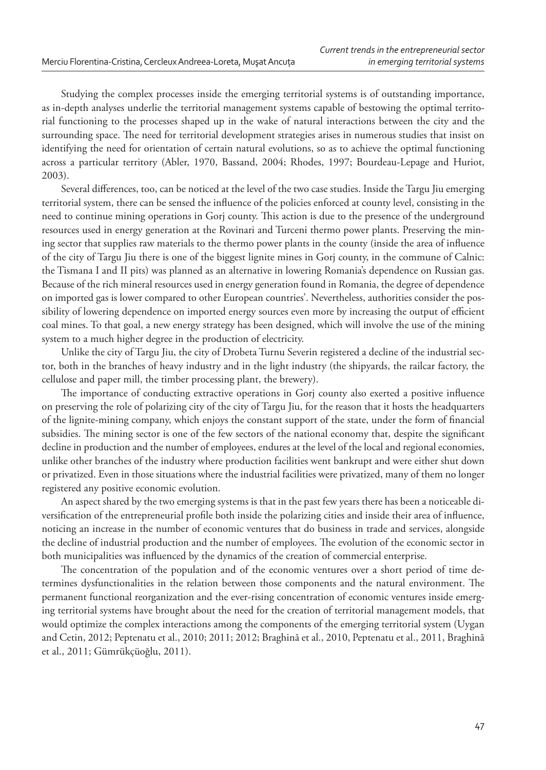Studying the complex processes inside the emerging territorial systems is of outstanding importance, as in-depth analyses underlie the territorial management systems capable of bestowing the optimal territorial functioning to the processes shaped up in the wake of natural interactions between the city and the surrounding space. The need for territorial development strategies arises in numerous studies that insist on identifying the need for orientation of certain natural evolutions, so as to achieve the optimal functioning across a particular territory (Abler, 1970, Bassand, 2004; Rhodes, 1997; Bourdeau-Lepage and Huriot, 2003).

Several differences, too, can be noticed at the level of the two case studies. Inside the Targu Jiu emerging territorial system, there can be sensed the influence of the policies enforced at county level, consisting in the need to continue mining operations in Gorj county. This action is due to the presence of the underground resources used in energy generation at the Rovinari and Turceni thermo power plants. Preserving the mining sector that supplies raw materials to the thermo power plants in the county (inside the area of influence of the city of Targu Jiu there is one of the biggest lignite mines in Gorj county, in the commune of Calnic: the Tismana I and II pits) was planned as an alternative in lowering Romania's dependence on Russian gas. Because of the rich mineral resources used in energy generation found in Romania, the degree of dependence on imported gas is lower compared to other European countries'. Nevertheless, authorities consider the possibility of lowering dependence on imported energy sources even more by increasing the output of efficient coal mines. To that goal, a new energy strategy has been designed, which will involve the use of the mining system to a much higher degree in the production of electricity.

Unlike the city of Targu Jiu, the city of Drobeta Turnu Severin registered a decline of the industrial sector, both in the branches of heavy industry and in the light industry (the shipyards, the railcar factory, the cellulose and paper mill, the timber processing plant, the brewery).

The importance of conducting extractive operations in Gorj county also exerted a positive influence on preserving the role of polarizing city of the city of Targu Jiu, for the reason that it hosts the headquarters of the lignite-mining company, which enjoys the constant support of the state, under the form of financial subsidies. The mining sector is one of the few sectors of the national economy that, despite the significant decline in production and the number of employees, endures at the level of the local and regional economies, unlike other branches of the industry where production facilities went bankrupt and were either shut down or privatized. Even in those situations where the industrial facilities were privatized, many of them no longer registered any positive economic evolution.

An aspect shared by the two emerging systems is that in the past few years there has been a noticeable diversification of the entrepreneurial profile both inside the polarizing cities and inside their area of influence, noticing an increase in the number of economic ventures that do business in trade and services, alongside the decline of industrial production and the number of employees. The evolution of the economic sector in both municipalities was influenced by the dynamics of the creation of commercial enterprise.

The concentration of the population and of the economic ventures over a short period of time determines dysfunctionalities in the relation between those components and the natural environment. The permanent functional reorganization and the ever-rising concentration of economic ventures inside emerging territorial systems have brought about the need for the creation of territorial management models, that would optimize the complex interactions among the components of the emerging territorial system (Uygan and Cetin, 2012; Peptenatu et al., 2010; 2011; 2012; Braghină et al., 2010, Peptenatu et al., 2011, Braghină et al., 2011; Gümrükçüoğlu, 2011).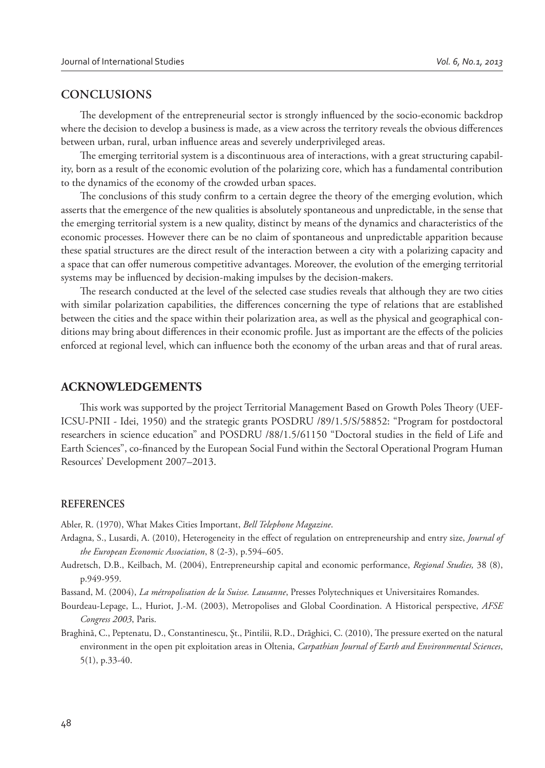## CONCLUSIONS

The development of the entrepreneurial sector is strongly influenced by the socio-economic backdrop where the decision to develop a business is made, as a view across the territory reveals the obvious differences between urban, rural, urban influence areas and severely underprivileged areas.

The emerging territorial system is a discontinuous area of interactions, with a great structuring capability, born as a result of the economic evolution of the polarizing core, which has a fundamental contribution to the dynamics of the economy of the crowded urban spaces.

The conclusions of this study confirm to a certain degree the theory of the emerging evolution, which asserts that the emergence of the new qualities is absolutely spontaneous and unpredictable, in the sense that the emerging territorial system is a new quality, distinct by means of the dynamics and characteristics of the economic processes. However there can be no claim of spontaneous and unpredictable apparition because these spatial structures are the direct result of the interaction between a city with a polarizing capacity and a space that can offer numerous competitive advantages. Moreover, the evolution of the emerging territorial systems may be influenced by decision-making impulses by the decision-makers.

The research conducted at the level of the selected case studies reveals that although they are two cities with similar polarization capabilities, the differences concerning the type of relations that are established between the cities and the space within their polarization area, as well as the physical and geographical conditions may bring about differences in their economic profile. Just as important are the effects of the policies enforced at regional level, which can influence both the economy of the urban areas and that of rural areas.

## ACKNOWLEDGEMENTS

This work was supported by the project Territorial Management Based on Growth Poles Theory (UEF-ICSU-PNII - Idei, 1950) and the strategic grants POSDRU /89/1.5/S/58852: "Program for postdoctoral researchers in science education" and POSDRU /88/1.5/61150 "Doctoral studies in the field of Life and Earth Sciences", co-financed by the European Social Fund within the Sectoral Operational Program Human Resources' Development 2007–2013.

## REFERENCES

Abler, R. (1970), What Makes Cities Important, *Bell Telephone Magazine*.

Ardagna, S., Lusardi, A. (2010), Heterogeneity in the effect of regulation on entrepreneurship and entry size, *Journal of the European Economic Association*, 8 (2-3), p.594–605.

Audretsch, D.B., Keilbach, M. (2004), Entrepreneurship capital and economic performance, *Regional Studies,* 38 (8), p.949-959.

Bassand, M. (2004), *La métropolisation de la Suisse. Lausanne*, Presses Polytechniques et Universitaires Romandes.

Bourdeau-Lepage, L., Huriot, J.-M. (2003), Metropolises and Global Coordination. A Historical perspective, *AFSE Congress 2003*, Paris.

Braghină, C., Peptenatu, D., Constantinescu, Şt., Pintilii, R.D., Drăghici, C. (2010), The pressure exerted on the natural environment in the open pit exploitation areas in Oltenia, *Carpathian Journal of Earth and Environmental Sciences*, 5(1), p.33-40.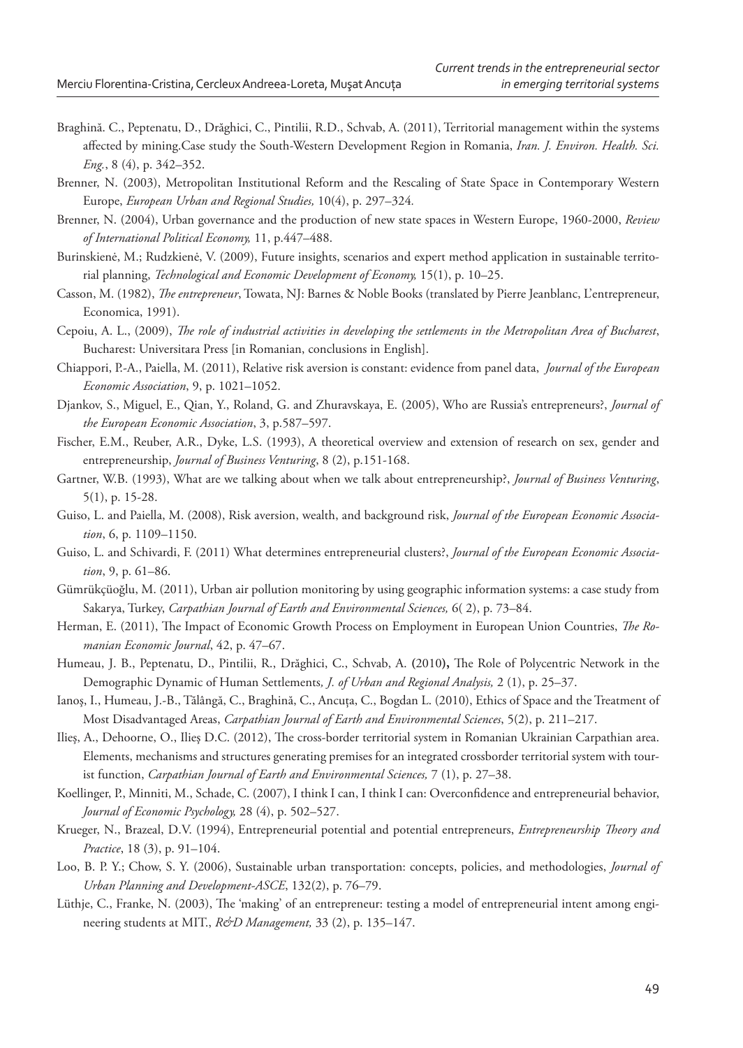Braghină. C., Peptenatu, D., Drăghici, C., Pintilii, R.D., Schvab, A. (2011), Territorial management within the systems affected by mining.Case study the South-Western Development Region in Romania, *Iran. J. Environ. Health. Sci. Eng.*, 8 (4), p. 342–352.

Brenner, N. (2003), Metropolitan Institutional Reform and the Rescaling of State Space in Contemporary Western Europe, *European Urban and Regional Studies,* 10(4), p. 297–324.

Brenner, N. (2004), Urban governance and the production of new state spaces in Western Europe, 1960-2000, *Review of International Political Economy,* 11, p.447–488.

Burinskienė, M.; Rudzkienė, V. (2009), Future insights, scenarios and expert method application in sustainable territorial planning, *Technological and Economic Development of Economy,* 15(1), p. 10–25.

Casson, M. (1982), *The entrepreneur*, Towata, NJ: Barnes & Noble Books (translated by Pierre Jeanblanc, L'entrepreneur, Economica, 1991).

Cepoiu, A. L., (2009), *The role of industrial activities in developing the settlements in the Metropolitan Area of Bucharest*, Bucharest: Universitara Press [in Romanian, conclusions in English].

Chiappori, P.-A., Paiella, M. (2011), Relative risk aversion is constant: evidence from panel data, *Journal of the European Economic Association*, 9, p. 1021–1052.

Djankov, S., Miguel, E., Qian, Y., Roland, G. and Zhuravskaya, E. (2005), Who are Russia's entrepreneurs?, *Journal of the European Economic Association*, 3, p.587–597.

Fischer, E.M., Reuber, A.R., Dyke, L.S. (1993), A theoretical overview and extension of research on sex, gender and entrepreneurship, *Journal of Business Venturing*, 8 (2), p.151-168.

Gartner, W.B. (1993), What are we talking about when we talk about entrepreneurship?, *Journal of Business Venturing*, 5(1), p. 15-28.

Guiso, L. and Paiella, M. (2008), Risk aversion, wealth, and background risk, *Journal of the European Economic Association*, 6, p. 1109–1150.

Guiso, L. and Schivardi, F. (2011) What determines entrepreneurial clusters?, *Journal of the European Economic Association*, 9, p. 61–86.

Gümrükçüoğlu, M. (2011), Urban air pollution monitoring by using geographic information systems: a case study from Sakarya, Turkey, *Carpathian Journal of Earth and Environmental Sciences,* 6( 2), p. 73–84.

Herman, E. (2011), The Impact of Economic Growth Process on Employment in European Union Countries, *The Romanian Economic Journal*, 42, p. 47–67.

Humeau, J. B., Peptenatu, D., Pintilii, R., Drăghici, C., Schvab, A. (2010), The Role of Polycentric Network in the Demographic Dynamic of Human Settlements*, J. of Urban and Regional Analysis,* 2 (1), p. 25–37.

Ianoş, I., Humeau, J.-B., Tălângă, C., Braghină, C., Ancuța, C., Bogdan L. (2010), Ethics of Space and the Treatment of Most Disadvantaged Areas, *Carpathian Journal of Earth and Environmental Sciences*, 5(2), p. 211–217.

Ilieş, A., Dehoorne, O., Ilieş D.C. (2012), The cross-border territorial system in Romanian Ukrainian Carpathian area. Elements, mechanisms and structures generating premises for an integrated crossborder territorial system with tourist function, *Carpathian Journal of Earth and Environmental Sciences,* 7 (1), p. 27–38.

Koellinger, P., Minniti, M., Schade, C. (2007), I think I can, I think I can: Overconfidence and entrepreneurial behavior, *Journal of Economic Psychology,* 28 (4), p. 502–527.

Krueger, N., Brazeal, D.V. (1994), Entrepreneurial potential and potential entrepreneurs, *Entrepreneurship Theory and Practice*, 18 (3), p. 91–104.

Loo, B. P. Y.; Chow, S. Y. (2006), Sustainable urban transportation: concepts, policies, and methodologies, *Journal of Urban Planning and Development-ASCE*, 132(2), p. 76–79.

Lüthje, C., Franke, N. (2003), The 'making' of an entrepreneur: testing a model of entrepreneurial intent among engineering students at MIT., *R&D Management,* 33 (2), p. 135–147.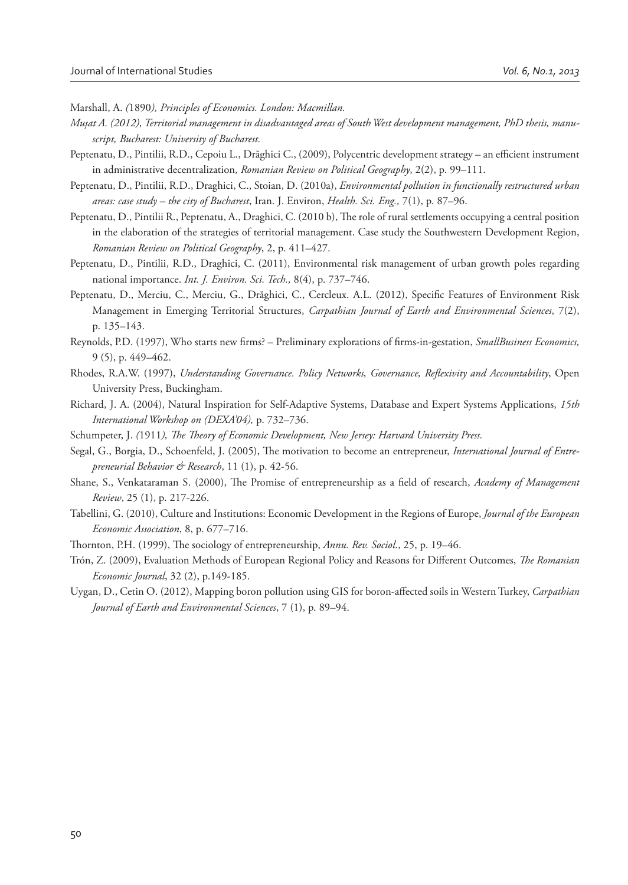Marshall, A. *(*1890*), Principles of Economics. London: Macmillan.*

*Muşat A. (2012), Territorial management in disadvantaged areas of South West development management, PhD thesis, manuscript, Bucharest: University of Bucharest.*

Peptenatu, D., Pintilii, R.D., Cepoiu L., Drăghici C., (2009), Polycentric development strategy – an efficient instrument in administrative decentralization*, Romanian Review on Political Geography*, 2(2), p. 99–111.

Peptenatu, D., Pintilii, R.D., Draghici, C., Stoian, D. (2010a), *Environmental pollution in functionally restructured urban areas: case study – the city of Bucharest*, Iran. J. Environ, *Health. Sci. Eng.,* 7(1), p. 87–96.

Peptenatu, D., Pintilii R., Peptenatu, A., Draghici, C. (2010 b), The role of rural settlements occupying a central position in the elaboration of the strategies of territorial management. Case study the Southwestern Development Region, *Romanian Review on Political Geography*, 2, p. 411–427.

Peptenatu, D., Pintilii, R.D., Draghici, C. (2011), Environmental risk management of urban growth poles regarding national importance. *Int. J. Environ. Sci. Tech.,* 8(4), p. 737–746.

Peptenatu, D., Merciu, C., Merciu, G., Drăghici, C., Cercleux. A.L. (2012), Specific Features of Environment Risk Management in Emerging Territorial Structures, *Carpathian Journal of Earth and Environmental Sciences*, 7(2), p. 135–143.

Reynolds, P.D. (1997), Who starts new firms? – Preliminary explorations of firms-in-gestation, *SmallBusiness Economics,* 9 (5), p. 449–462.

Rhodes, R.A.W. (1997), *Understanding Governance. Policy Networks, Governance, Reflexivity and Accountability*, Open University Press, Buckingham.

Richard, J. A. (2004), Natural Inspiration for Self-Adaptive Systems, Database and Expert Systems Applications, *15th International Workshop on (DEXA'04),* p. 732–736.

Schumpeter, J. *(*1911*), The Theory of Economic Development, New Jersey: Harvard University Press.*

Segal, G., Borgia, D., Schoenfeld, J. (2005), The motivation to become an entrepreneur, *International Journal of Entrepreneurial Behavior & Research*, 11 (1), p. 42-56.

Shane, S., Venkataraman S. (2000), The Promise of entrepreneurship as a field of research, *Academy of Management Review*, 25 (1), p. 217-226.

Tabellini, G. (2010), Culture and Institutions: Economic Development in the Regions of Europe, *Journal of the European Economic Association*, 8, p. 677–716.

Thornton, P.H. (1999), The sociology of entrepreneurship, *Annu. Rev. Sociol.*, 25, p. 19–46.

Trón, Z. (2009), Evaluation Methods of European Regional Policy and Reasons for Different Outcomes, *The Romanian Economic Journal*, 32 (2), p.149-185.

Uygan, D., Cetin O. (2012), Mapping boron pollution using GIS for boron-affected soils in Western Turkey, *Carpathian Journal of Earth and Environmental Sciences*, 7 (1), p. 89–94.